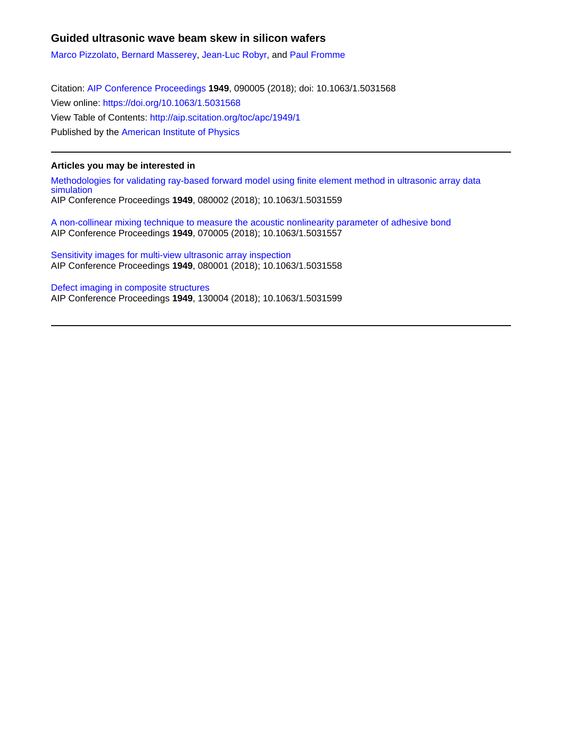# Guided ultrasonic wave beam skew in silicon wafers

Marco Pizzolato, Bernard Masserey, Jean-Luc Robyr, and Paul Fromme

Citation: AIP Conference Proceedings **1949**, 090005 (2018); doi: 10.1063/1.5031568

View online: https://doi.org/10.1063/1.5031568

View Table of Contents: http://aip.scitation.org/toc/apc/1949/1

Published by the American Institute of Physics

---

## Articles you may be interested in

Methodologies for validating ray-based forward model using finite element method in ultrasonic array data simulation
AIP Conference Proceedings **1949**, 080002 (2018); 10.1063/1.5031559

A non-collinear mixing technique to measure the acoustic nonlinearity parameter of adhesive bond
AIP Conference Proceedings **1949**, 070005 (2018); 10.1063/1.5031557

Sensitivity images for multi-view ultrasonic array inspection
AIP Conference Proceedings **1949**, 080001 (2018); 10.1063/1.5031558

Defect imaging in composite structures
AIP Conference Proceedings **1949**, 130004 (2018); 10.1063/1.5031599

---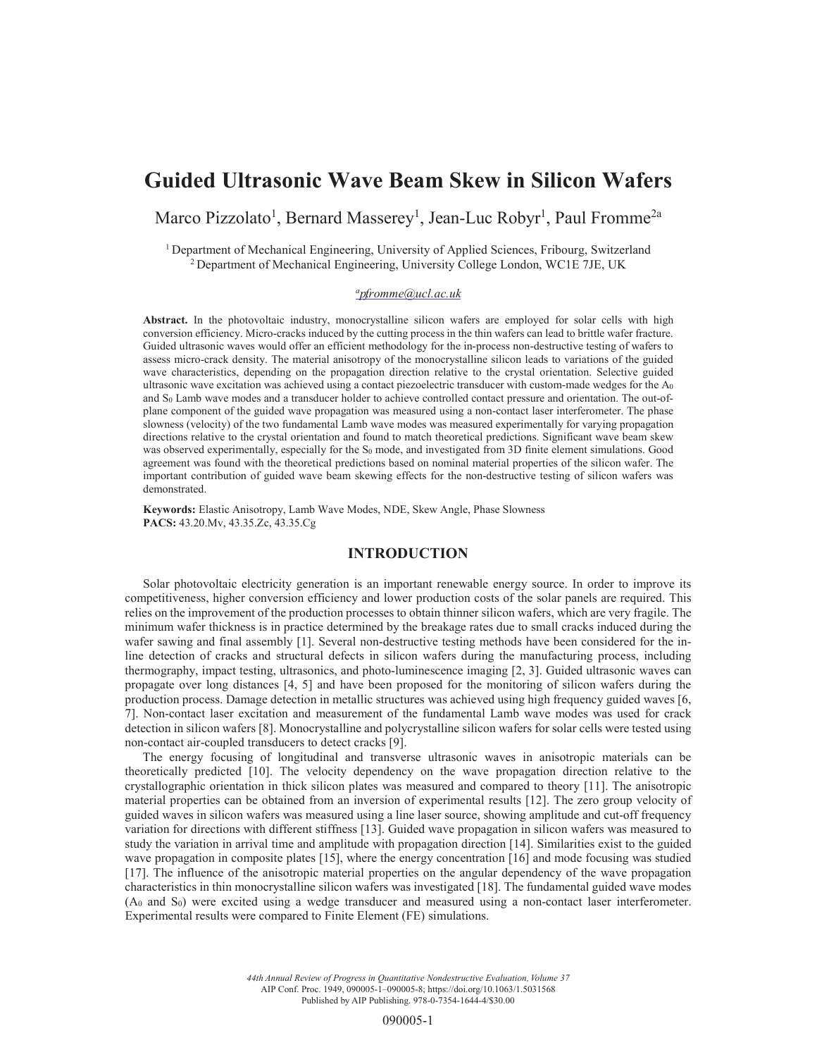# Guided Ultrasonic Wave Beam Skew in Silicon Wafers

Marco Pizzolato[1], Bernard Masserey[1], Jean-Luc Robyr[1], Paul Fromme[2a]

[1] Department of Mechanical Engineering, University of Applied Sciences, Fribourg, Switzerland
[2] Department of Mechanical Engineering, University College London, WC1E 7JE, UK

[a]pfromme@ucl.ac.uk

**Abstract.** In the photovoltaic industry, monocrystalline silicon wafers are employed for solar cells with high conversion efficiency. Micro-cracks induced by the cutting process in the thin wafers can lead to brittle wafer fracture. Guided ultrasonic waves would offer an efficient methodology for the in-process non-destructive testing of wafers to assess micro-crack density. The material anisotropy of the monocrystalline silicon leads to variations of the guided wave characteristics, depending on the propagation direction relative to the crystal orientation. Selective guided ultrasonic wave excitation was achieved using a contact piezoelectric transducer with custom-made wedges for the $A_0$ and $S_0$ Lamb wave modes and a transducer holder to achieve controlled contact pressure and orientation. The out-of-plane component of the guided wave propagation was measured using a non-contact laser interferometer. The phase slowness (velocity) of the two fundamental Lamb wave modes was measured experimentally for varying propagation directions relative to the crystal orientation and found to match theoretical predictions. Significant wave beam skew was observed experimentally, especially for the $S_0$ mode, and investigated from 3D finite element simulations. Good agreement was found with the theoretical predictions based on nominal material properties of the silicon wafer. The important contribution of guided wave beam skewing effects for the non-destructive testing of silicon wafers was demonstrated.

**Keywords:** Elastic Anisotropy, Lamb Wave Modes, NDE, Skew Angle, Phase Slowness
**PACS:** 43.20.Mv, 43.35.Zc, 43.35.Cg

## INTRODUCTION

Solar photovoltaic electricity generation is an important renewable energy source. In order to improve its competitiveness, higher conversion efficiency and lower production costs of the solar panels are required. This relies on the improvement of the production processes to obtain thinner silicon wafers, which are very fragile. The minimum wafer thickness is in practice determined by the breakage rates due to small cracks induced during the wafer sawing and final assembly [1]. Several non-destructive testing methods have been considered for the in-line detection of cracks and structural defects in silicon wafers during the manufacturing process, including thermography, impact testing, ultrasonics, and photo-luminescence imaging [2, 3]. Guided ultrasonic waves can propagate over long distances [4, 5] and have been proposed for the monitoring of silicon wafers during the production process. Damage detection in metallic structures was achieved using high frequency guided waves [6, 7]. Non-contact laser excitation and measurement of the fundamental Lamb wave modes was used for crack detection in silicon wafers [8]. Monocrystalline and polycrystalline silicon wafers for solar cells were tested using non-contact air-coupled transducers to detect cracks [9].

The energy focusing of longitudinal and transverse ultrasonic waves in anisotropic materials can be theoretically predicted [10]. The velocity dependency on the wave propagation direction relative to the crystallographic orientation in thick silicon plates was measured and compared to theory [11]. The anisotropic material properties can be obtained from an inversion of experimental results [12]. The zero group velocity of guided waves in silicon wafers was measured using a line laser source, showing amplitude and cut-off frequency variation for directions with different stiffness [13]. Guided wave propagation in silicon wafers was measured to study the variation in arrival time and amplitude with propagation direction [14]. Similarities exist to the guided wave propagation in composite plates [15], where the energy concentration [16] and mode focusing was studied [17]. The influence of the anisotropic material properties on the angular dependency of the wave propagation characteristics in thin monocrystalline silicon wafers was investigated [18]. The fundamental guided wave modes ($A_0$ and $S_0$) were excited using a wedge transducer and measured using a non-contact laser interferometer. Experimental results were compared to Finite Element (FE) simulations.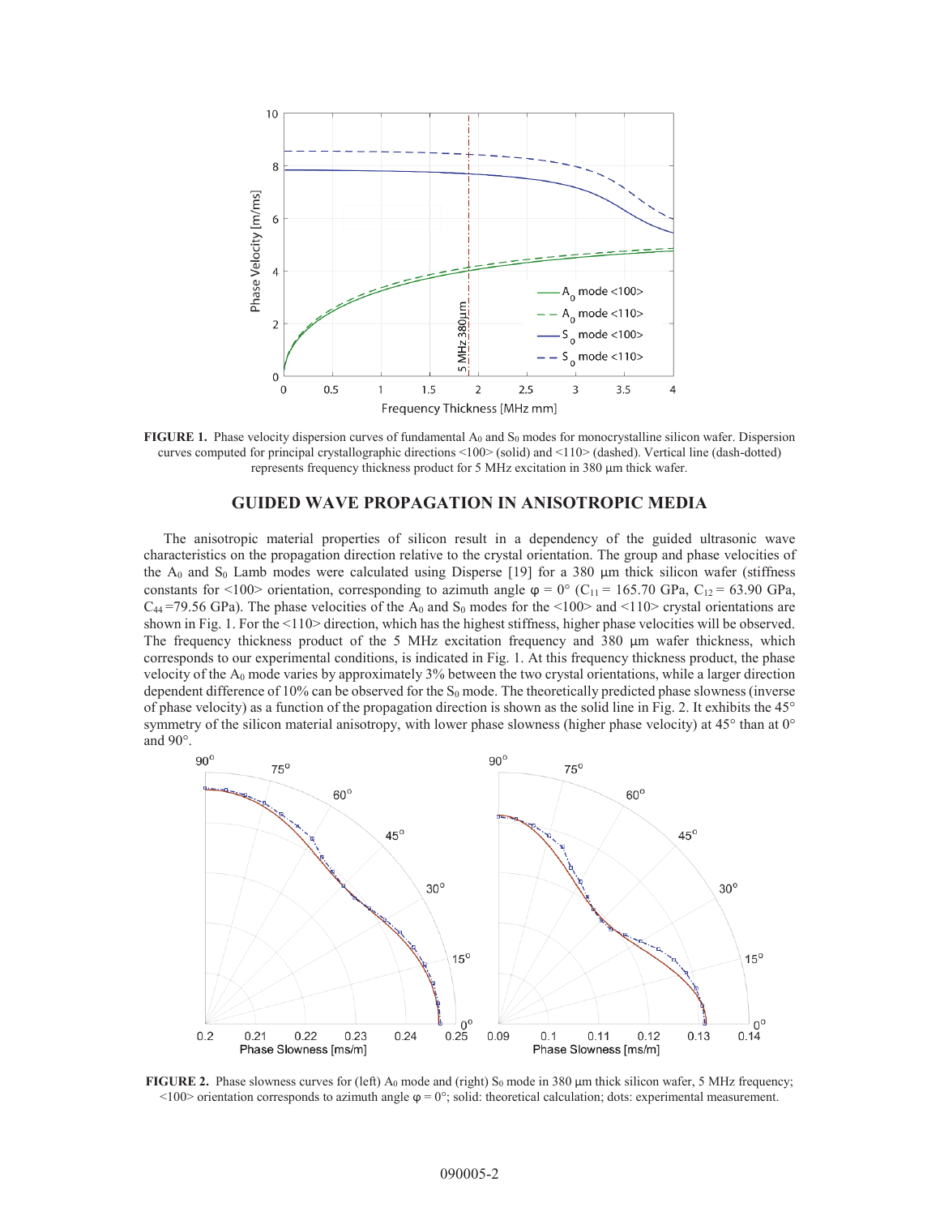**FIGURE 1.** Phase velocity dispersion curves of fundamental $A_0$ and $S_0$ modes for monocrystalline silicon wafer. Dispersion curves computed for principal crystallographic directions <100> (solid) and <110> (dashed). Vertical line (dash-dotted) represents frequency thickness product for 5 MHz excitation in 380 μm thick wafer.

## GUIDED WAVE PROPAGATION IN ANISOTROPIC MEDIA

The anisotropic material properties of silicon result in a dependency of the guided ultrasonic wave characteristics on the propagation direction relative to the crystal orientation. The group and phase velocities of the $A_0$ and $S_0$ Lamb modes were calculated using Disperse [19] for a 380 μm thick silicon wafer (stiffness constants for <100> orientation, corresponding to azimuth angle $\varphi = 0°$ ($C_{11}$ = 165.70 GPa, $C_{12}$ = 63.90 GPa, $C_{44}$ =79.56 GPa). The phase velocities of the $A_0$ and $S_0$ modes for the <100> and <110> crystal orientations are shown in Fig. 1. For the <110> direction, which has the highest stiffness, higher phase velocities will be observed. The frequency thickness product of the 5 MHz excitation frequency and 380 μm wafer thickness, which corresponds to our experimental conditions, is indicated in Fig. 1. At this frequency thickness product, the phase velocity of the $A_0$ mode varies by approximately 3% between the two crystal orientations, while a larger direction dependent difference of 10% can be observed for the $S_0$ mode. The theoretically predicted phase slowness (inverse of phase velocity) as a function of the propagation direction is shown as the solid line in Fig. 2. It exhibits the 45° symmetry of the silicon material anisotropy, with lower phase slowness (higher phase velocity) at 45° than at 0° and 90°.

**FIGURE 2.** Phase slowness curves for (left) $A_0$ mode and (right) $S_0$ mode in 380 μm thick silicon wafer, 5 MHz frequency; <100> orientation corresponds to azimuth angle $\varphi = 0°$; solid: theoretical calculation; dots: experimental measurement.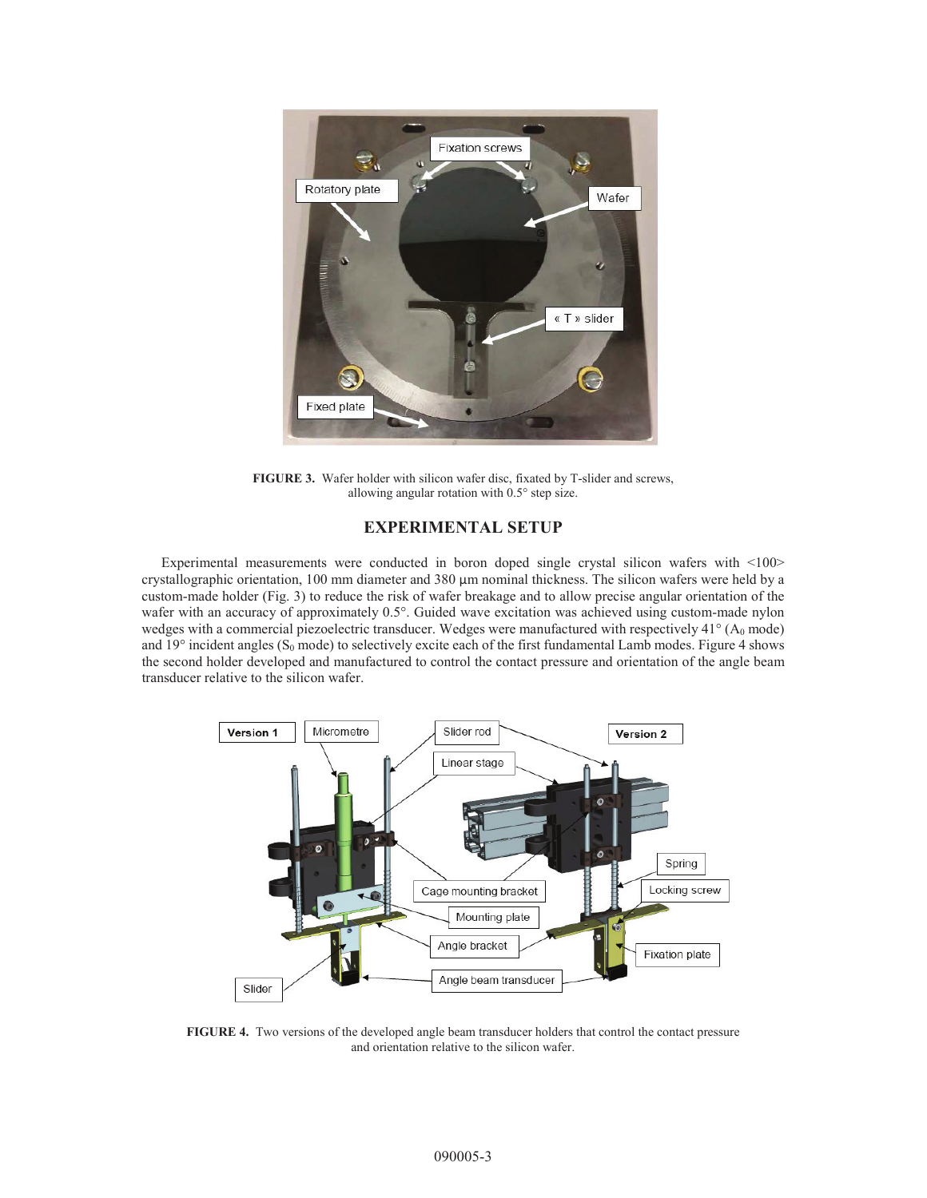**FIGURE 3.** Wafer holder with silicon wafer disc, fixated by T-slider and screws, allowing angular rotation with 0.5° step size.

## EXPERIMENTAL SETUP

Experimental measurements were conducted in boron doped single crystal silicon wafers with <100> crystallographic orientation, 100 mm diameter and 380 μm nominal thickness. The silicon wafers were held by a custom-made holder (Fig. 3) to reduce the risk of wafer breakage and to allow precise angular orientation of the wafer with an accuracy of approximately 0.5°. Guided wave excitation was achieved using custom-made nylon wedges with a commercial piezoelectric transducer. Wedges were manufactured with respectively 41° ($A_0$ mode) and 19° incident angles ($S_0$ mode) to selectively excite each of the first fundamental Lamb modes. Figure 4 shows the second holder developed and manufactured to control the contact pressure and orientation of the angle beam transducer relative to the silicon wafer.

**FIGURE 4.** Two versions of the developed angle beam transducer holders that control the contact pressure and orientation relative to the silicon wafer.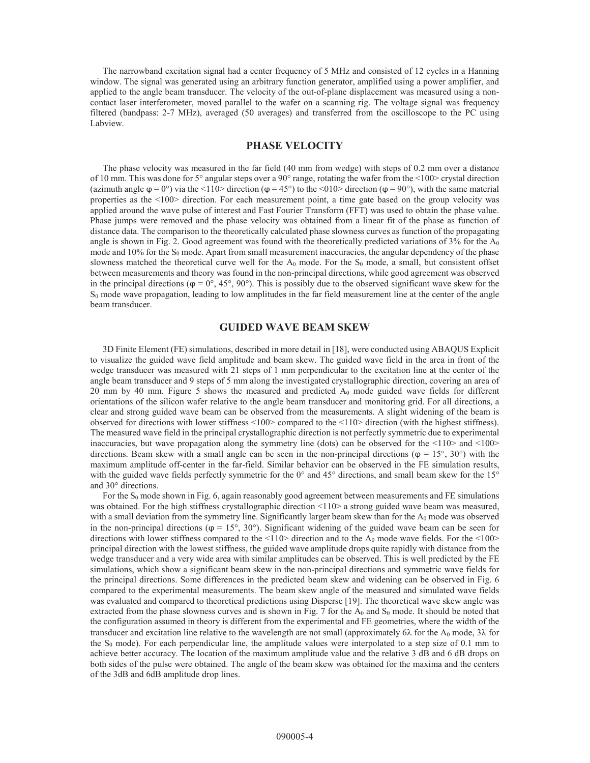The narrowband excitation signal had a center frequency of 5 MHz and consisted of 12 cycles in a Hanning window. The signal was generated using an arbitrary function generator, amplified using a power amplifier, and applied to the angle beam transducer. The velocity of the out-of-plane displacement was measured using a non-contact laser interferometer, moved parallel to the wafer on a scanning rig. The voltage signal was frequency filtered (bandpass: 2-7 MHz), averaged (50 averages) and transferred from the oscilloscope to the PC using Labview.

## PHASE VELOCITY

The phase velocity was measured in the far field (40 mm from wedge) with steps of 0.2 mm over a distance of 10 mm. This was done for 5° angular steps over a 90° range, rotating the wafer from the <100> crystal direction (azimuth angle $\varphi = 0°$) via the <110> direction ($\varphi = 45°$) to the <010> direction ($\varphi = 90°$), with the same material properties as the <100> direction. For each measurement point, a time gate based on the group velocity was applied around the wave pulse of interest and Fast Fourier Transform (FFT) was used to obtain the phase value. Phase jumps were removed and the phase velocity was obtained from a linear fit of the phase as function of distance data. The comparison to the theoretically calculated phase slowness curves as function of the propagating angle is shown in Fig. 2. Good agreement was found with the theoretically predicted variations of 3% for the $A_0$ mode and 10% for the $S_0$ mode. Apart from small measurement inaccuracies, the angular dependency of the phase slowness matched the theoretical curve well for the $A_0$ mode. For the $S_0$ mode, a small, but consistent offset between measurements and theory was found in the non-principal directions, while good agreement was observed in the principal directions ($\varphi = 0°, 45°, 90°$). This is possibly due to the observed significant wave skew for the $S_0$ mode wave propagation, leading to low amplitudes in the far field measurement line at the center of the angle beam transducer.

## GUIDED WAVE BEAM SKEW

3D Finite Element (FE) simulations, described in more detail in [18], were conducted using ABAQUS Explicit to visualize the guided wave field amplitude and beam skew. The guided wave field in the area in front of the wedge transducer was measured with 21 steps of 1 mm perpendicular to the excitation line at the center of the angle beam transducer and 9 steps of 5 mm along the investigated crystallographic direction, covering an area of 20 mm by 40 mm. Figure 5 shows the measured and predicted $A_0$ mode guided wave fields for different orientations of the silicon wafer relative to the angle beam transducer and monitoring grid. For all directions, a clear and strong guided wave beam can be observed from the measurements. A slight widening of the beam is observed for directions with lower stiffness <100> compared to the <110> direction (with the highest stiffness). The measured wave field in the principal crystallographic direction is not perfectly symmetric due to experimental inaccuracies, but wave propagation along the symmetry line (dots) can be observed for the <110> and <100> directions. Beam skew with a small angle can be seen in the non-principal directions ($\varphi = 15°, 30°$) with the maximum amplitude off-center in the far-field. Similar behavior can be observed in the FE simulation results, with the guided wave fields perfectly symmetric for the 0° and 45° directions, and small beam skew for the 15° and 30° directions.

For the $S_0$ mode shown in Fig. 6, again reasonably good agreement between measurements and FE simulations was obtained. For the high stiffness crystallographic direction <110> a strong guided wave beam was measured, with a small deviation from the symmetry line. Significantly larger beam skew than for the $A_0$ mode was observed in the non-principal directions ($\varphi = 15°, 30°$). Significant widening of the guided wave beam can be seen for directions with lower stiffness compared to the <110> direction and to the $A_0$ mode wave fields. For the <100> principal direction with the lowest stiffness, the guided wave amplitude drops quite rapidly with distance from the wedge transducer and a very wide area with similar amplitudes can be observed. This is well predicted by the FE simulations, which show a significant beam skew in the non-principal directions and symmetric wave fields for the principal directions. Some differences in the predicted beam skew and widening can be observed in Fig. 6 compared to the experimental measurements. The beam skew angle of the measured and simulated wave fields was evaluated and compared to theoretical predictions using Disperse [19]. The theoretical wave skew angle was extracted from the phase slowness curves and is shown in Fig. 7 for the $A_0$ and $S_0$ mode. It should be noted that the configuration assumed in theory is different from the experimental and FE geometries, where the width of the transducer and excitation line relative to the wavelength are not small (approximately $6\lambda$ for the $A_0$ mode, $3\lambda$ for the $S_0$ mode). For each perpendicular line, the amplitude values were interpolated to a step size of 0.1 mm to achieve better accuracy. The location of the maximum amplitude value and the relative 3 dB and 6 dB drops on both sides of the pulse were obtained. The angle of the beam skew was obtained for the maxima and the centers of the 3dB and 6dB amplitude drop lines.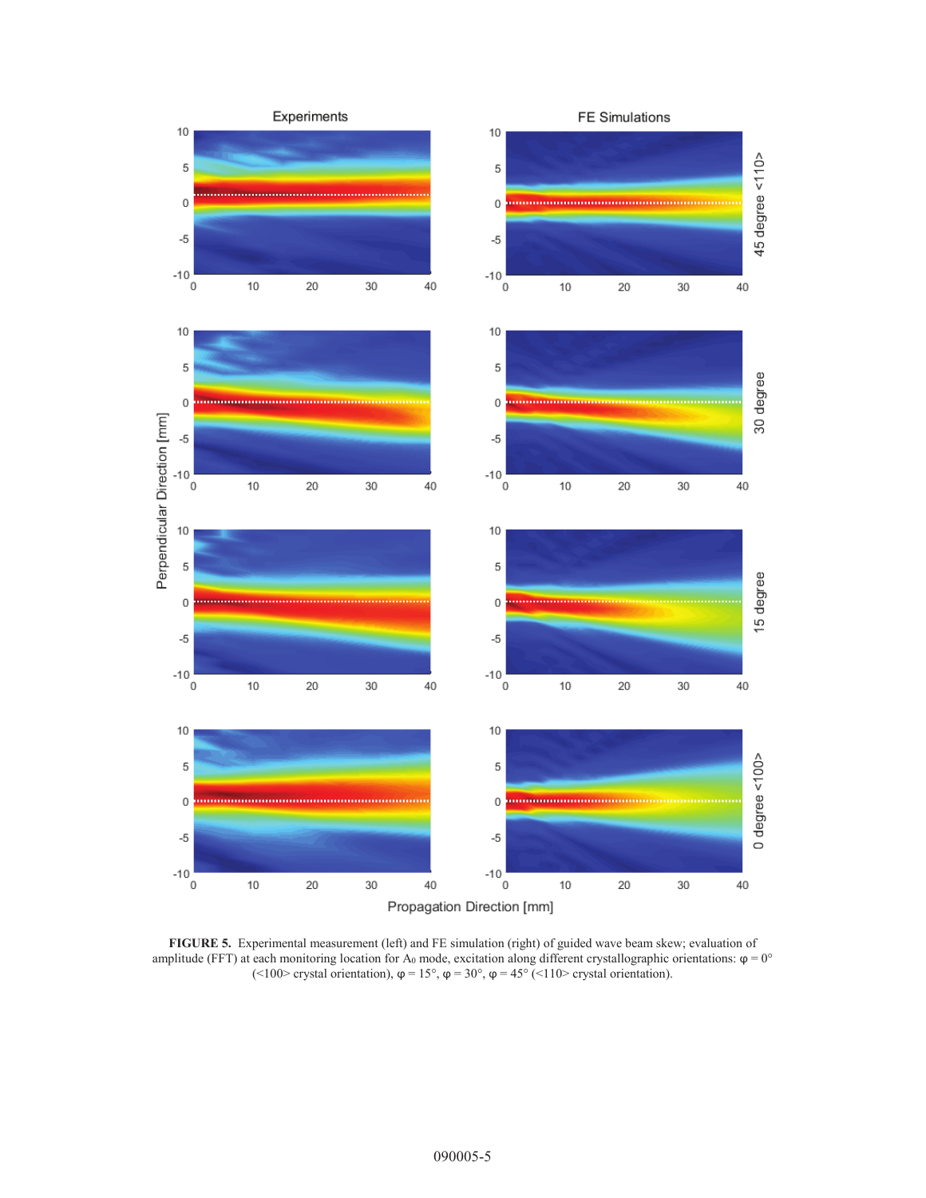**FIGURE 5.** Experimental measurement (left) and FE simulation (right) of guided wave beam skew; evaluation of amplitude (FFT) at each monitoring location for $A_0$ mode, excitation along different crystallographic orientations: $\varphi = 0°$ (<100> crystal orientation), $\varphi = 15°$, $\varphi = 30°$, $\varphi = 45°$ (<110> crystal orientation).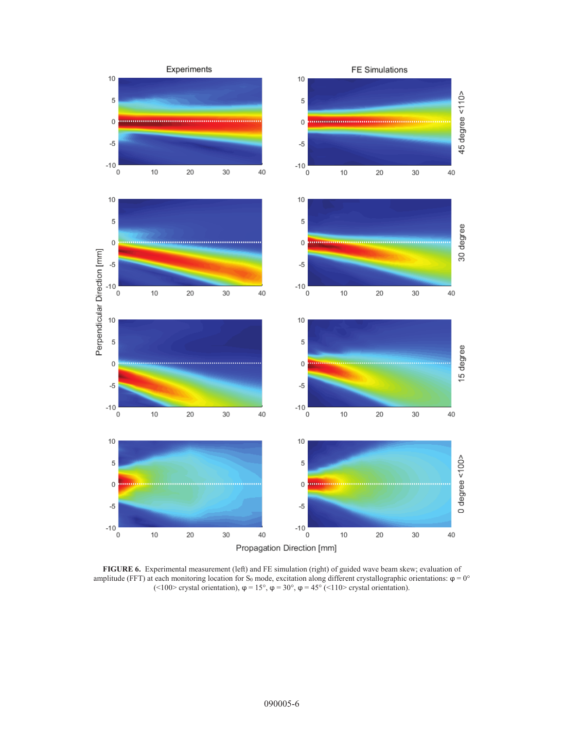**FIGURE 6.** Experimental measurement (left) and FE simulation (right) of guided wave beam skew; evaluation of amplitude (FFT) at each monitoring location for $S_0$ mode, excitation along different crystallographic orientations: $\varphi = 0°$ (<100> crystal orientation), $\varphi = 15°$, $\varphi = 30°$, $\varphi = 45°$ (<110> crystal orientation).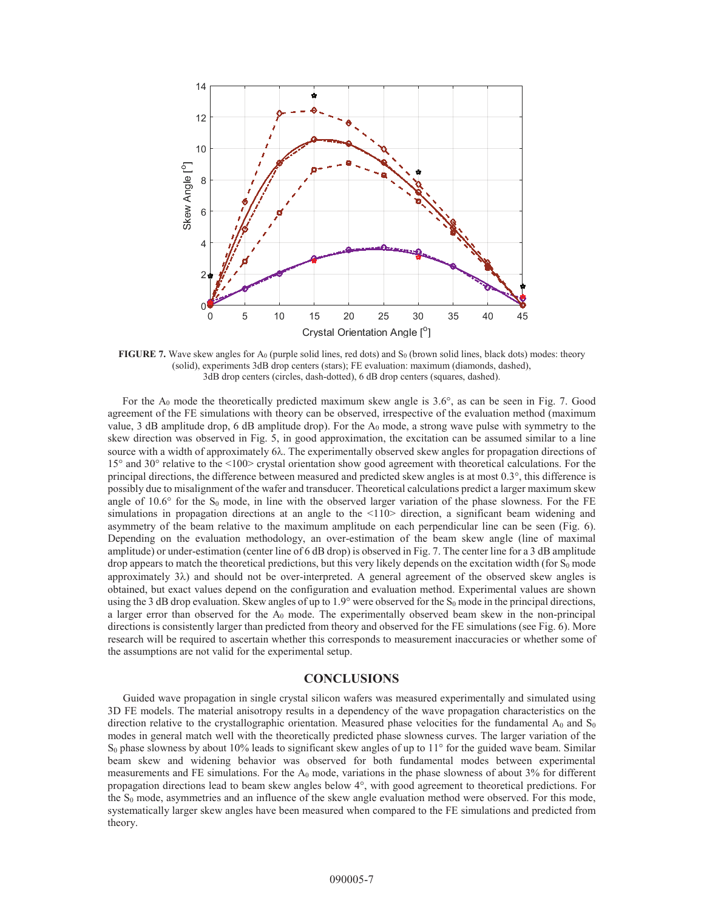**FIGURE 7.** Wave skew angles for $A_0$ (purple solid lines, red dots) and $S_0$ (brown solid lines, black dots) modes: theory (solid), experiments 3dB drop centers (stars); FE evaluation: maximum (diamonds, dashed), 3dB drop centers (circles, dash-dotted), 6 dB drop centers (squares, dashed).

For the $A_0$ mode the theoretically predicted maximum skew angle is 3.6°, as can be seen in Fig. 7. Good agreement of the FE simulations with theory can be observed, irrespective of the evaluation method (maximum value, 3 dB amplitude drop, 6 dB amplitude drop). For the $A_0$ mode, a strong wave pulse with symmetry to the skew direction was observed in Fig. 5, in good approximation, the excitation can be assumed similar to a line source with a width of approximately 6λ. The experimentally observed skew angles for propagation directions of 15° and 30° relative to the <100> crystal orientation show good agreement with theoretical calculations. For the principal directions, the difference between measured and predicted skew angles is at most 0.3°, this difference is possibly due to misalignment of the wafer and transducer. Theoretical calculations predict a larger maximum skew angle of 10.6° for the $S_0$ mode, in line with the observed larger variation of the phase slowness. For the FE simulations in propagation directions at an angle to the <110> direction, a significant beam widening and asymmetry of the beam relative to the maximum amplitude on each perpendicular line can be seen (Fig. 6). Depending on the evaluation methodology, an over-estimation of the beam skew angle (line of maximal amplitude) or under-estimation (center line of 6 dB drop) is observed in Fig. 7. The center line for a 3 dB amplitude drop appears to match the theoretical predictions, but this very likely depends on the excitation width (for $S_0$ mode approximately 3λ) and should not be over-interpreted. A general agreement of the observed skew angles is obtained, but exact values depend on the configuration and evaluation method. Experimental values are shown using the 3 dB drop evaluation. Skew angles of up to 1.9° were observed for the $S_0$ mode in the principal directions, a larger error than observed for the $A_0$ mode. The experimentally observed beam skew in the non-principal directions is consistently larger than predicted from theory and observed for the FE simulations (see Fig. 6). More research will be required to ascertain whether this corresponds to measurement inaccuracies or whether some of the assumptions are not valid for the experimental setup.

## CONCLUSIONS

Guided wave propagation in single crystal silicon wafers was measured experimentally and simulated using 3D FE models. The material anisotropy results in a dependency of the wave propagation characteristics on the direction relative to the crystallographic orientation. Measured phase velocities for the fundamental $A_0$ and $S_0$ modes in general match well with the theoretically predicted phase slowness curves. The larger variation of the $S_0$ phase slowness by about 10% leads to significant skew angles of up to 11° for the guided wave beam. Similar beam skew and widening behavior was observed for both fundamental modes between experimental measurements and FE simulations. For the $A_0$ mode, variations in the phase slowness of about 3% for different propagation directions lead to beam skew angles below 4°, with good agreement to theoretical predictions. For the $S_0$ mode, asymmetries and an influence of the skew angle evaluation method were observed. For this mode, systematically larger skew angles have been measured when compared to the FE simulations and predicted from theory.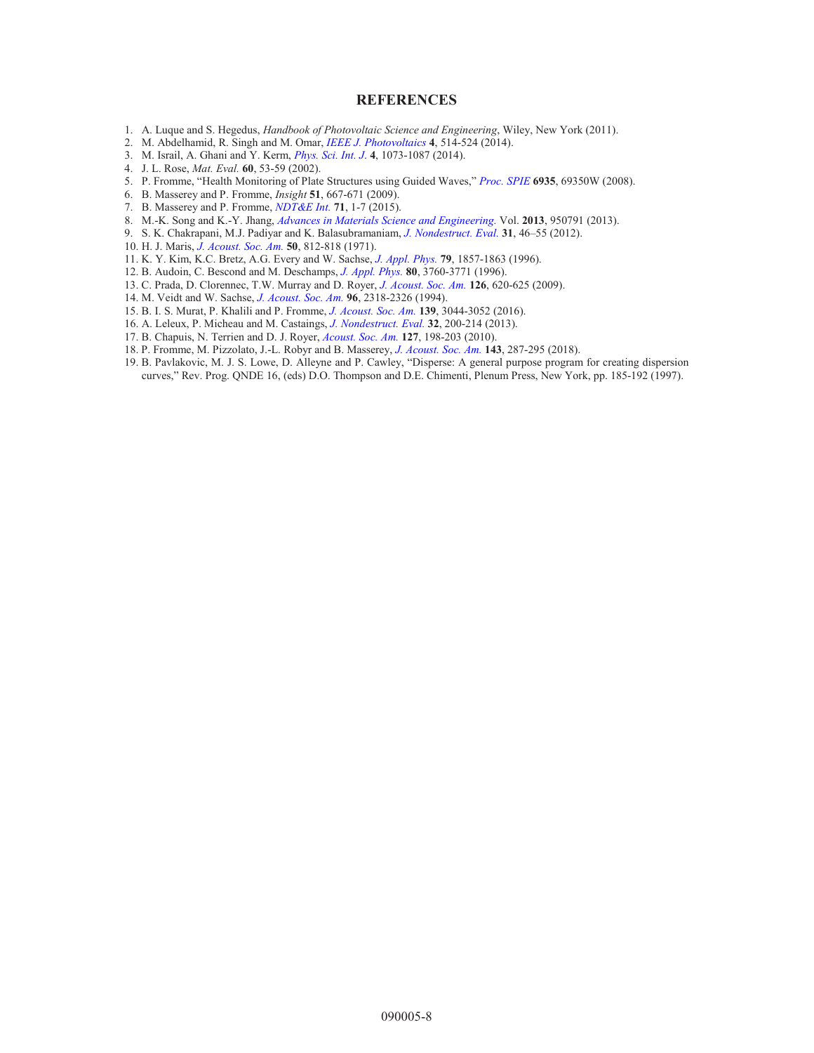# REFERENCES

1. A. Luque and S. Hegedus, *Handbook of Photovoltaic Science and Engineering*, Wiley, New York (2011).
2. M. Abdelhamid, R. Singh and M. Omar, *IEEE J. Photovoltaics* **4**, 514-524 (2014).
3. M. Israil, A. Ghani and Y. Kerm, *Phys. Sci. Int. J*. **4**, 1073-1087 (2014).
4. J. L. Rose, *Mat. Eval.* **60**, 53-59 (2002).
5. P. Fromme, "Health Monitoring of Plate Structures using Guided Waves," *Proc. SPIE* **6935**, 69350W (2008).
6. B. Masserey and P. Fromme, *Insight* **51**, 667-671 (2009).
7. B. Masserey and P. Fromme, *NDT&E Int.* **71**, 1-7 (2015).
8. M.-K. Song and K.-Y. Jhang, *Advances in Materials Science and Engineering.* Vol. **2013**, 950791 (2013).
9. S. K. Chakrapani, M.J. Padiyar and K. Balasubramaniam, *J. Nondestruct. Eval.* **31**, 46–55 (2012).
10. H. J. Maris, *J. Acoust. Soc. Am.* **50**, 812-818 (1971).
11. K. Y. Kim, K.C. Bretz, A.G. Every and W. Sachse, *J. Appl. Phys.* **79**, 1857-1863 (1996).
12. B. Audoin, C. Bescond and M. Deschamps, *J. Appl. Phys.* **80**, 3760-3771 (1996).
13. C. Prada, D. Clorennec, T.W. Murray and D. Royer, *J. Acoust. Soc. Am.* **126**, 620-625 (2009).
14. M. Veidt and W. Sachse, *J. Acoust. Soc. Am.* **96**, 2318-2326 (1994).
15. B. I. S. Murat, P. Khalili and P. Fromme, *J. Acoust. Soc. Am.* **139**, 3044-3052 (2016).
16. A. Leleux, P. Micheau and M. Castaings, *J. Nondestruct. Eval.* **32**, 200-214 (2013).
17. B. Chapuis, N. Terrien and D. J. Royer, *Acoust. Soc. Am.* **127**, 198-203 (2010).
18. P. Fromme, M. Pizzolato, J.-L. Robyr and B. Masserey, *J. Acoust. Soc. Am.* **143**, 287-295 (2018).
19. B. Pavlakovic, M. J. S. Lowe, D. Alleyne and P. Cawley, "Disperse: A general purpose program for creating dispersion curves," Rev. Prog. QNDE 16, (eds) D.O. Thompson and D.E. Chimenti, Plenum Press, New York, pp. 185-192 (1997).